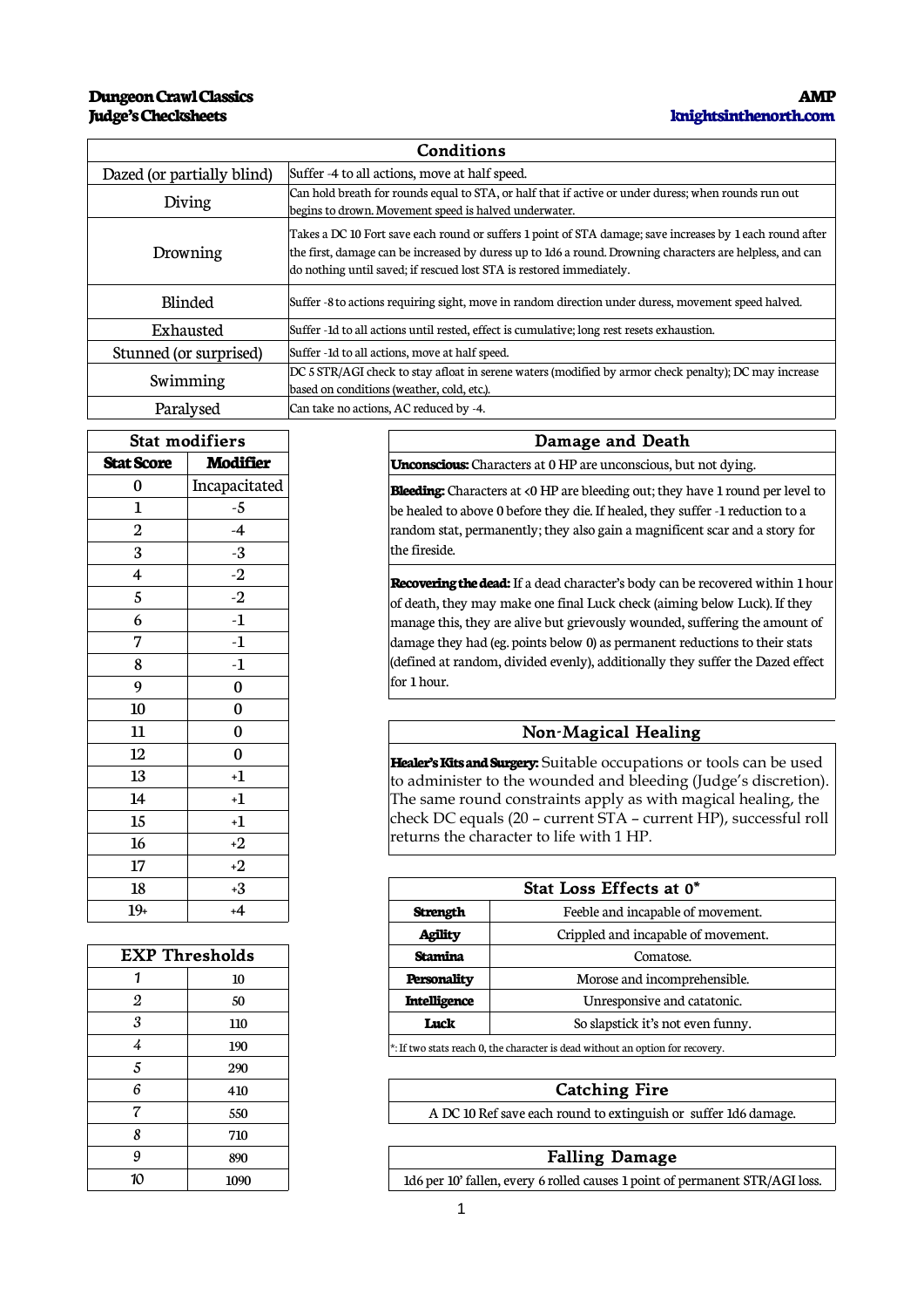**Dungeon Crawl Classics**
**Judge's Checksheets**

**AMP**
**knightsinthenorth.com**

## Conditions

| Conditions | |
|---|---|
| Dazed (or partially blind) | Suffer -4 to all actions, move at half speed. |
| Diving | Can hold breath for rounds equal to STA, or half that if active or under duress; when rounds run out begins to drown. Movement speed is halved underwater. |
| Drowning | Takes a DC 10 Fort save each round or suffers 1 point of STA damage; save increases by 1 each round after the first, damage can be increased by duress up to 1d6 a round. Drowning characters are helpless, and can do nothing until saved; if rescued lost STA is restored immediately. |
| Blinded | Suffer -8 to actions requiring sight, move in random direction under duress, movement speed halved. |
| Exhausted | Suffer -1d to all actions until rested, effect is cumulative; long rest resets exhaustion. |
| Stunned (or surprised) | Suffer -1d to all actions, move at half speed. |
| Swimming | DC 5 STR/AGI check to stay afloat in serene waters (modified by armor check penalty); DC may increase based on conditions (weather, cold, etc.). |
| Paralysed | Can take no actions, AC reduced by -4. |

## Stat modifiers

| Stat Score | Modifier |
|---|---|
| 0 | Incapacitated |
| 1 | -5 |
| 2 | -4 |
| 3 | -3 |
| 4 | -2 |
| 5 | -2 |
| 6 | -1 |
| 7 | -1 |
| 8 | -1 |
| 9 | 0 |
| 10 | 0 |
| 11 | 0 |
| 12 | 0 |
| 13 | +1 |
| 14 | +1 |
| 15 | +1 |
| 16 | +2 |
| 17 | +2 |
| 18 | +3 |
| 19+ | +4 |

## EXP Thresholds

| Level | EXP |
|---|---|
| 1 | 10 |
| 2 | 50 |
| 3 | 110 |
| 4 | 190 |
| 5 | 290 |
| 6 | 410 |
| 7 | 550 |
| 8 | 710 |
| 9 | 890 |
| 10 | 1090 |

## Damage and Death

**Unconscious:** Characters at 0 HP are unconscious, but not dying.

**Bleeding:** Characters at <0 HP are bleeding out; they have 1 round per level to be healed to above 0 before they die. If healed, they suffer -1 reduction to a random stat, permanently; they also gain a magnificent scar and a story for the fireside.

**Recovering the dead:** If a dead character's body can be recovered within 1 hour of death, they may make one final Luck check (aiming below Luck). If they manage this, they are alive but grievously wounded, suffering the amount of damage they had (eg. points below 0) as permanent reductions to their stats (defined at random, divided evenly), additionally they suffer the Dazed effect for 1 hour.

## Non-Magical Healing

**Healer's Kits and Surgery:** Suitable occupations or tools can be used to administer to the wounded and bleeding (Judge's discretion). The same round constraints apply as with magical healing, the check DC equals (20 – current STA – current HP), successful roll returns the character to life with 1 HP.

## Stat Loss Effects at 0*

| Stat | Effect |
|---|---|
| **Strength** | Feeble and incapable of movement. |
| **Agility** | Crippled and incapable of movement. |
| **Stamina** | Comatose. |
| **Personality** | Morose and incomprehensible. |
| **Intelligence** | Unresponsive and catatonic. |
| **Luck** | So slapstick it's not even funny. |

*: If two stats reach 0, the character is dead without an option for recovery.

## Catching Fire

A DC 10 Ref save each round to extinguish or suffer 1d6 damage.

## Falling Damage

1d6 per 10' fallen, every 6 rolled causes 1 point of permanent STR/AGI loss.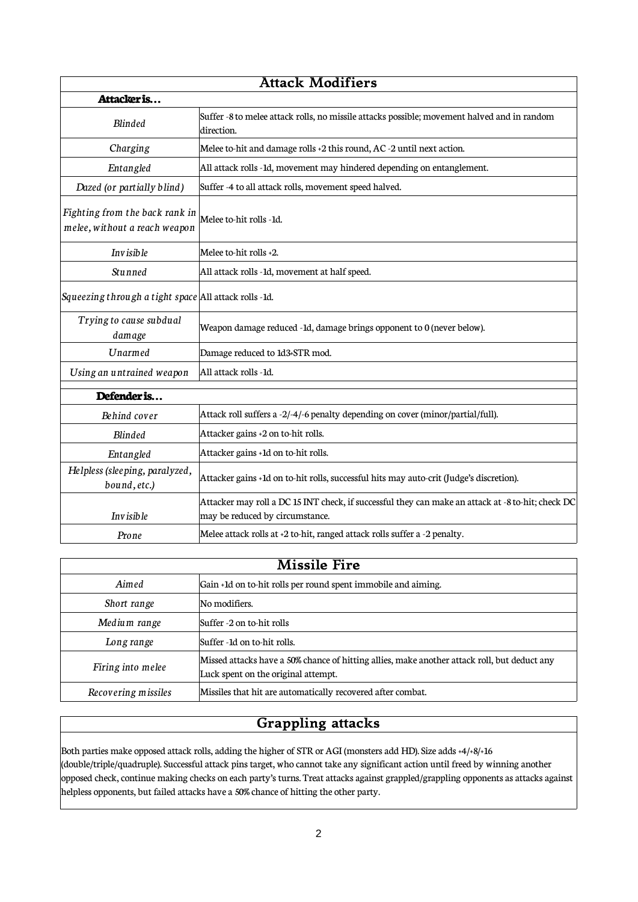## Attack Modifiers

| | |
|---|---|
| **Attacker is…** | |
| *Blinded* | Suffer -8 to melee attack rolls, no missile attacks possible; movement halved and in random direction. |
| *Charging* | Melee to-hit and damage rolls +2 this round, AC -2 until next action. |
| *Entangled* | All attack rolls -1d, movement may hindered depending on entanglement. |
| *Dazed (or partially blind)* | Suffer -4 to all attack rolls, movement speed halved. |
| *Fighting from the back rank in melee, without a reach weapon* | Melee to-hit rolls -1d. |
| *Invisible* | Melee to-hit rolls +2. |
| *Stunned* | All attack rolls -1d, movement at half speed. |
| *Squeezing through a tight space* | All attack rolls -1d. |
| *Trying to cause subdual damage* | Weapon damage reduced -1d, damage brings opponent to 0 (never below). |
| *Unarmed* | Damage reduced to 1d3+STR mod. |
| *Using an untrained weapon* | All attack rolls -1d. |
| **Defender is…** | |
| *Behind cover* | Attack roll suffers a -2/-4/-6 penalty depending on cover (minor/partial/full). |
| *Blinded* | Attacker gains +2 on to-hit rolls. |
| *Entangled* | Attacker gains +1d on to-hit rolls. |
| *Helpless (sleeping, paralyzed, bound, etc.)* | Attacker gains +1d on to-hit rolls, successful hits may auto-crit (Judge's discretion). |
| *Invisible* | Attacker may roll a DC 15 INT check, if successful they can make an attack at -8 to-hit; check DC may be reduced by circumstance. |
| *Prone* | Melee attack rolls at +2 to-hit, ranged attack rolls suffer a -2 penalty. |

## Missile Fire

| | |
|---|---|
| *Aimed* | Gain +1d on to-hit rolls per round spent immobile and aiming. |
| *Short range* | No modifiers. |
| *Medium range* | Suffer -2 on to-hit rolls |
| *Long range* | Suffer -1d on to-hit rolls. |
| *Firing into melee* | Missed attacks have a 50% chance of hitting allies, make another attack roll, but deduct any Luck spent on the original attempt. |
| *Recovering missiles* | Missiles that hit are automatically recovered after combat. |

## Grappling attacks

Both parties make opposed attack rolls, adding the higher of STR or AGI (monsters add HD). Size adds +4/+8/+16 (double/triple/quadruple). Successful attack pins target, who cannot take any significant action until freed by winning another opposed check, continue making checks on each party's turns. Treat attacks against grappled/grappling opponents as attacks against helpless opponents, but failed attacks have a 50% chance of hitting the other party.